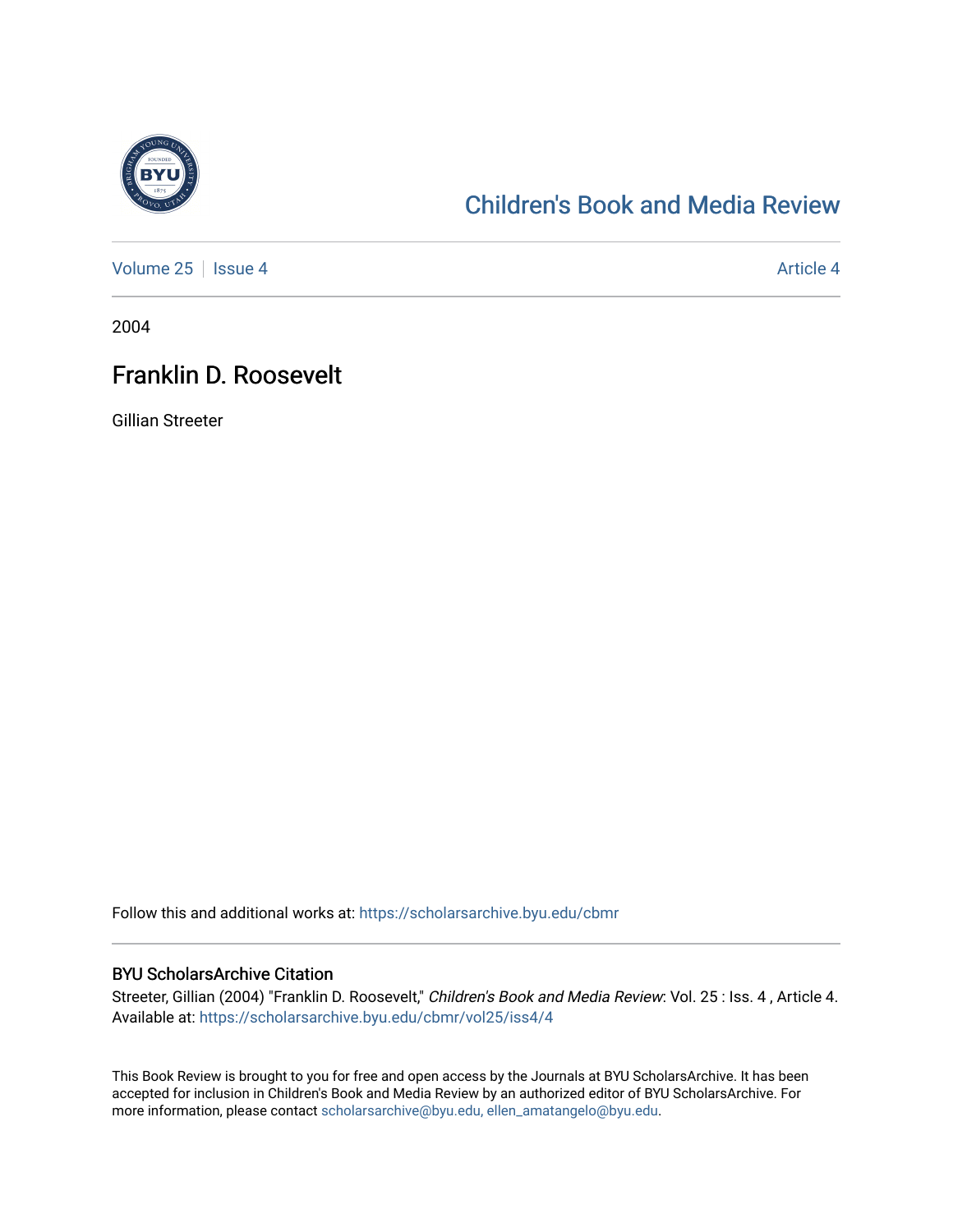# Children's Book and Media Review

Volume 25 | Issue 4 Article 4

2004

## Franklin D. Roosevelt

Gillian Streeter

Follow this and additional works at: https://scholarsarchive.byu.edu/cbmr

### BYU ScholarsArchive Citation

Streeter, Gillian (2004) "Franklin D. Roosevelt," *Children's Book and Media Review*: Vol. 25 : Iss. 4 , Article 4. Available at: https://scholarsarchive.byu.edu/cbmr/vol25/iss4/4

This Book Review is brought to you for free and open access by the Journals at BYU ScholarsArchive. It has been accepted for inclusion in Children's Book and Media Review by an authorized editor of BYU ScholarsArchive. For more information, please contact scholarsarchive@byu.edu, ellen_amatangelo@byu.edu.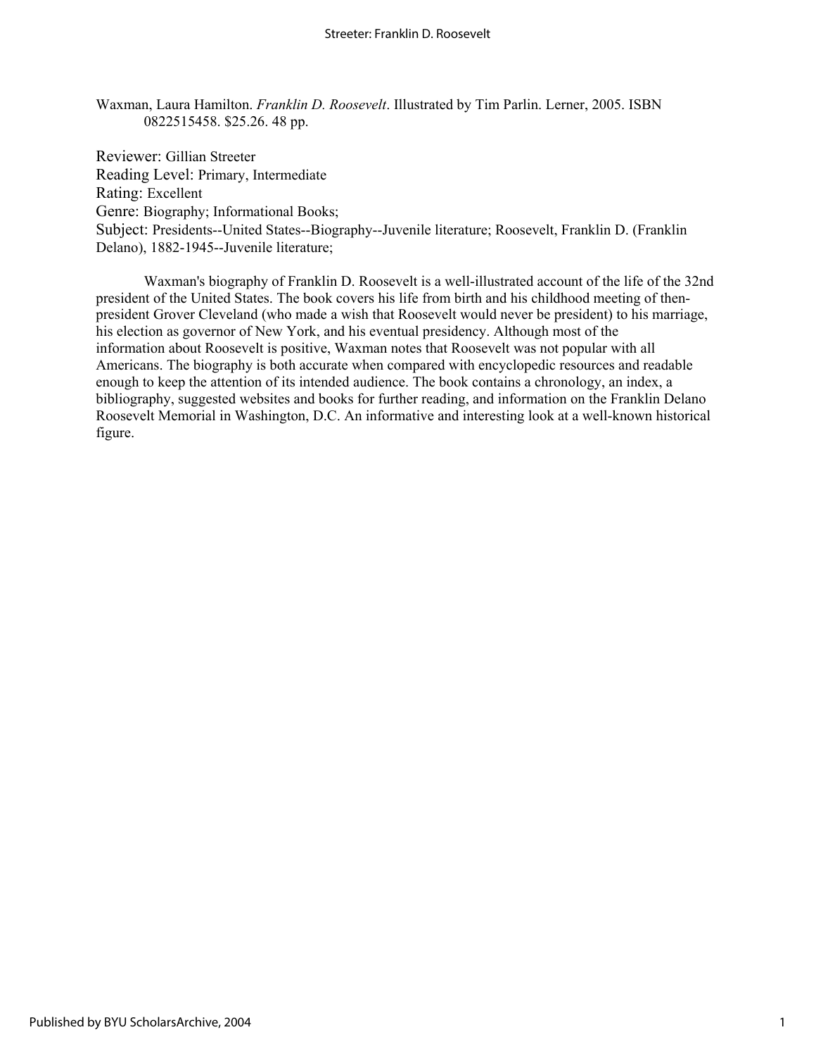Waxman, Laura Hamilton. *Franklin D. Roosevelt*. Illustrated by Tim Parlin. Lerner, 2005. ISBN 0822515458. $25.26. 48 pp.

Reviewer: Gillian Streeter
Reading Level: Primary, Intermediate
Rating: Excellent
Genre: Biography; Informational Books;
Subject: Presidents--United States--Biography--Juvenile literature; Roosevelt, Franklin D. (Franklin Delano), 1882-1945--Juvenile literature;

Waxman's biography of Franklin D. Roosevelt is a well-illustrated account of the life of the 32nd president of the United States. The book covers his life from birth and his childhood meeting of then-president Grover Cleveland (who made a wish that Roosevelt would never be president) to his marriage, his election as governor of New York, and his eventual presidency. Although most of the information about Roosevelt is positive, Waxman notes that Roosevelt was not popular with all Americans. The biography is both accurate when compared with encyclopedic resources and readable enough to keep the attention of its intended audience. The book contains a chronology, an index, a bibliography, suggested websites and books for further reading, and information on the Franklin Delano Roosevelt Memorial in Washington, D.C. An informative and interesting look at a well-known historical figure.